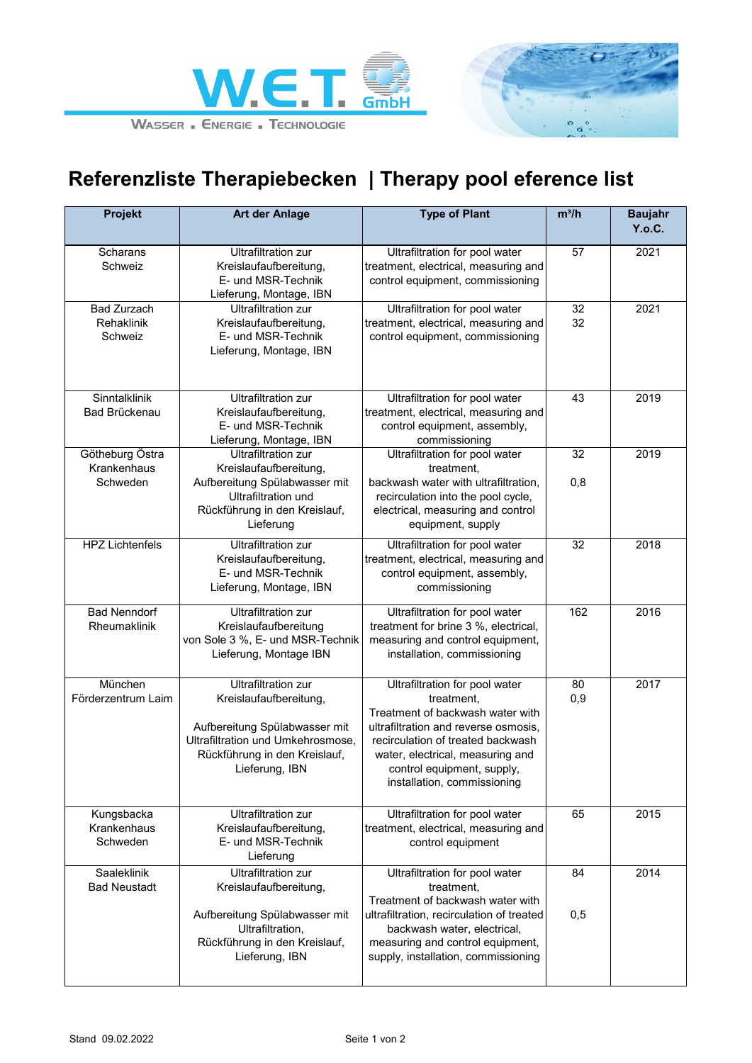W.E.T. GmbH

WASSER . ENERGIE . TECHNOLOGIE

# Referenzliste Therapiebecken | Therapy pool eference list

| Projekt | Art der Anlage | Type of Plant | m³/h | Baujahr Y.o.C. |
|---|---|---|---|---|
| Scharans Schweiz | Ultrafiltration zur Kreislaufaufbereitung, E- und MSR-Technik Lieferung, Montage, IBN | Ultrafiltration for pool water treatment, electrical, measuring and control equipment, commissioning | 57 | 2021 |
| Bad Zurzach Rehaklinik Schweiz | Ultrafiltration zur Kreislaufaufbereitung, E- und MSR-Technik Lieferung, Montage, IBN | Ultrafiltration for pool water treatment, electrical, measuring and control equipment, commissioning | 32 32 | 2021 |
| Sinntalklinik Bad Brückenau | Ultrafiltration zur Kreislaufaufbereitung, E- und MSR-Technik Lieferung, Montage, IBN | Ultrafiltration for pool water treatment, electrical, measuring and control equipment, assembly, commissioning | 43 | 2019 |
| Götheburg Östra Krankenhaus Schweden | Ultrafiltration zur Kreislaufaufbereitung, Aufbereitung Spülabwasser mit Ultrafiltration und Rückführung in den Kreislauf, Lieferung | Ultrafiltration for pool water treatment, backwash water with ultrafiltration, recirculation into the pool cycle, electrical, measuring and control equipment, supply | 32 0,8 | 2019 |
| HPZ Lichtenfels | Ultrafiltration zur Kreislaufaufbereitung, E- und MSR-Technik Lieferung, Montage, IBN | Ultrafiltration for pool water treatment, electrical, measuring and control equipment, assembly, commissioning | 32 | 2018 |
| Bad Nenndorf Rheumaklinik | Ultrafiltration zur Kreislaufaufbereitung von Sole 3 %, E- und MSR-Technik Lieferung, Montage IBN | Ultrafiltration for pool water treatment for brine 3 %, electrical, measuring and control equipment, installation, commissioning | 162 | 2016 |
| München Förderzentrum Laim | Ultrafiltration zur Kreislaufaufbereitung, Aufbereitung Spülabwasser mit Ultrafiltration und Umkehrosmose, Rückführung in den Kreislauf, Lieferung, IBN | Ultrafiltration for pool water treatment, Treatment of backwash water with ultrafiltration and reverse osmosis, recirculation of treated backwash water, electrical, measuring and control equipment, supply, installation, commissioning | 80 0,9 | 2017 |
| Kungsbacka Krankenhaus Schweden | Ultrafiltration zur Kreislaufaufbereitung, E- und MSR-Technik Lieferung | Ultrafiltration for pool water treatment, electrical, measuring and control equipment | 65 | 2015 |
| Saaleklinik Bad Neustadt | Ultrafiltration zur Kreislaufaufbereitung, Aufbereitung Spülabwasser mit Ultrafiltration, Rückführung in den Kreislauf, Lieferung, IBN | Ultrafiltration for pool water treatment, Treatment of backwash water with ultrafiltration, recirculation of treated backwash water, electrical, measuring and control equipment, supply, installation, commissioning | 84 0,5 | 2014 |

Stand 09.02.2022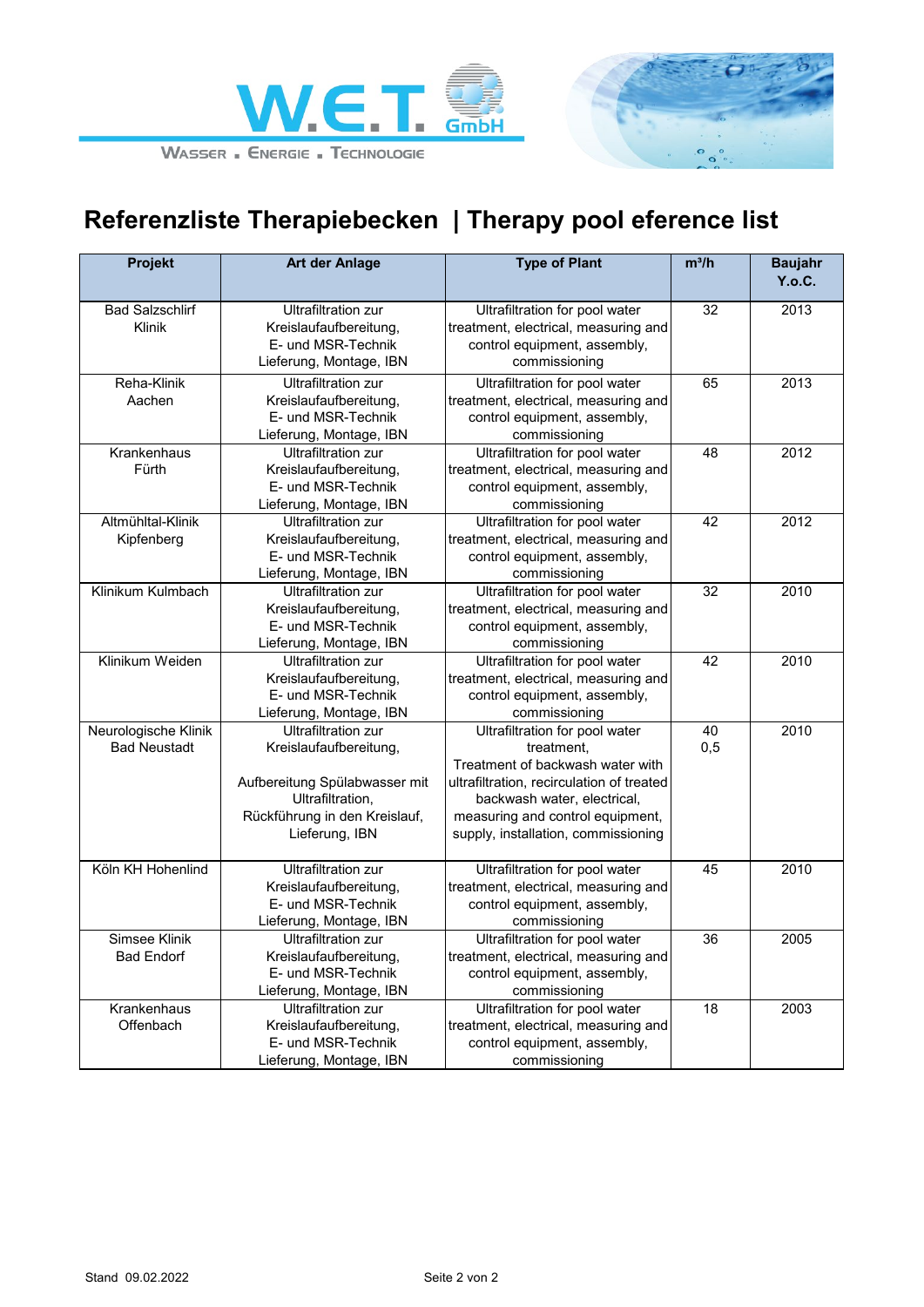# Referenzliste Therapiebecken | Therapy pool eference list

| Projekt | Art der Anlage | Type of Plant | m³/h | Baujahr Y.o.C. |
|---|---|---|---|---|
| Bad Salzschlirf Klinik | Ultrafiltration zur Kreislaufaufbereitung, E- und MSR-Technik Lieferung, Montage, IBN | Ultrafiltration for pool water treatment, electrical, measuring and control equipment, assembly, commissioning | 32 | 2013 |
| Reha-Klinik Aachen | Ultrafiltration zur Kreislaufaufbereitung, E- und MSR-Technik Lieferung, Montage, IBN | Ultrafiltration for pool water treatment, electrical, measuring and control equipment, assembly, commissioning | 65 | 2013 |
| Krankenhaus Fürth | Ultrafiltration zur Kreislaufaufbereitung, E- und MSR-Technik Lieferung, Montage, IBN | Ultrafiltration for pool water treatment, electrical, measuring and control equipment, assembly, commissioning | 48 | 2012 |
| Altmühltal-Klinik Kipfenberg | Ultrafiltration zur Kreislaufaufbereitung, E- und MSR-Technik Lieferung, Montage, IBN | Ultrafiltration for pool water treatment, electrical, measuring and control equipment, assembly, commissioning | 42 | 2012 |
| Klinikum Kulmbach | Ultrafiltration zur Kreislaufaufbereitung, E- und MSR-Technik Lieferung, Montage, IBN | Ultrafiltration for pool water treatment, electrical, measuring and control equipment, assembly, commissioning | 32 | 2010 |
| Klinikum Weiden | Ultrafiltration zur Kreislaufaufbereitung, E- und MSR-Technik Lieferung, Montage, IBN | Ultrafiltration for pool water treatment, electrical, measuring and control equipment, assembly, commissioning | 42 | 2010 |
| Neurologische Klinik Bad Neustadt | Ultrafiltration zur Kreislaufaufbereitung, Aufbereitung Spülabwasser mit Ultrafiltration, Rückführung in den Kreislauf, Lieferung, IBN | Ultrafiltration for pool water treatment, Treatment of backwash water with ultrafiltration, recirculation of treated backwash water, electrical, measuring and control equipment, supply, installation, commissioning | 40 0,5 | 2010 |
| Köln KH Hohenlind | Ultrafiltration zur Kreislaufaufbereitung, E- und MSR-Technik Lieferung, Montage, IBN | Ultrafiltration for pool water treatment, electrical, measuring and control equipment, assembly, commissioning | 45 | 2010 |
| Simsee Klinik Bad Endorf | Ultrafiltration zur Kreislaufaufbereitung, E- und MSR-Technik Lieferung, Montage, IBN | Ultrafiltration for pool water treatment, electrical, measuring and control equipment, assembly, commissioning | 36 | 2005 |
| Krankenhaus Offenbach | Ultrafiltration zur Kreislaufaufbereitung, E- und MSR-Technik Lieferung, Montage, IBN | Ultrafiltration for pool water treatment, electrical, measuring and control equipment, assembly, commissioning | 18 | 2003 |

Stand 09.02.2022